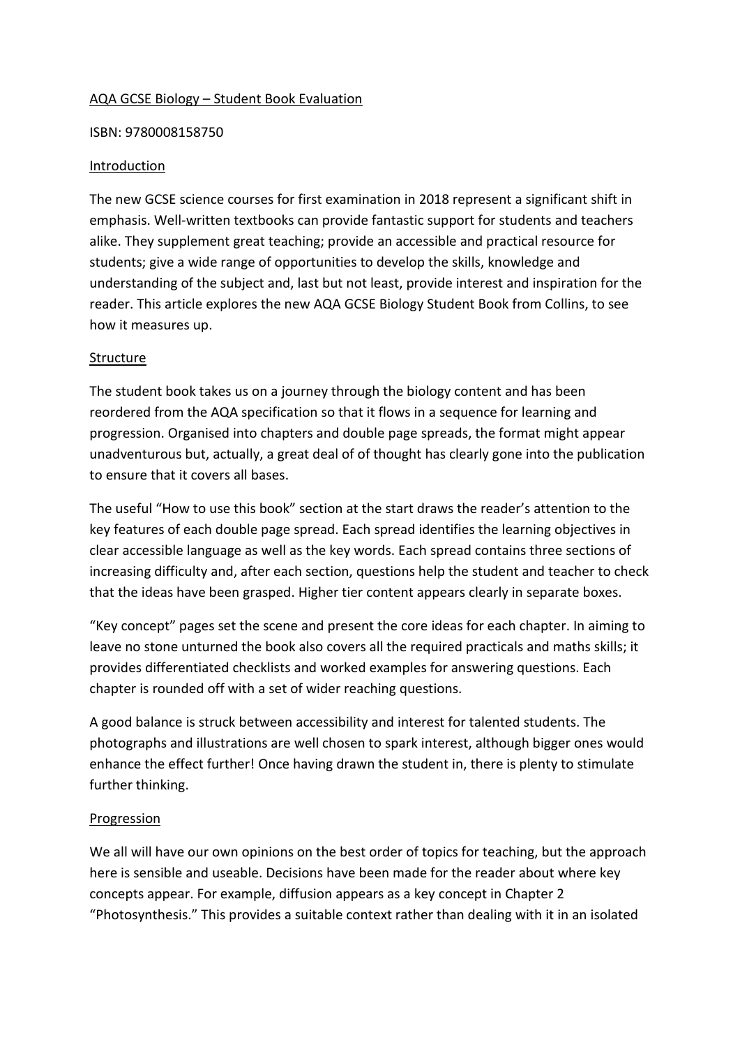# AQA GCSE Biology – Student Book Evaluation

ISBN: 9780008158750

## Introduction

The new GCSE science courses for first examination in 2018 represent a significant shift in emphasis. Well-written textbooks can provide fantastic support for students and teachers alike. They supplement great teaching; provide an accessible and practical resource for students; give a wide range of opportunities to develop the skills, knowledge and understanding of the subject and, last but not least, provide interest and inspiration for the reader. This article explores the new AQA GCSE Biology Student Book from Collins, to see how it measures up.

## Structure

The student book takes us on a journey through the biology content and has been reordered from the AQA specification so that it flows in a sequence for learning and progression. Organised into chapters and double page spreads, the format might appear unadventurous but, actually, a great deal of of thought has clearly gone into the publication to ensure that it covers all bases.

The useful "How to use this book" section at the start draws the reader's attention to the key features of each double page spread. Each spread identifies the learning objectives in clear accessible language as well as the key words. Each spread contains three sections of increasing difficulty and, after each section, questions help the student and teacher to check that the ideas have been grasped. Higher tier content appears clearly in separate boxes.

"Key concept" pages set the scene and present the core ideas for each chapter. In aiming to leave no stone unturned the book also covers all the required practicals and maths skills; it provides differentiated checklists and worked examples for answering questions. Each chapter is rounded off with a set of wider reaching questions.

A good balance is struck between accessibility and interest for talented students. The photographs and illustrations are well chosen to spark interest, although bigger ones would enhance the effect further! Once having drawn the student in, there is plenty to stimulate further thinking.

## Progression

We all will have our own opinions on the best order of topics for teaching, but the approach here is sensible and useable. Decisions have been made for the reader about where key concepts appear. For example, diffusion appears as a key concept in Chapter 2 "Photosynthesis." This provides a suitable context rather than dealing with it in an isolated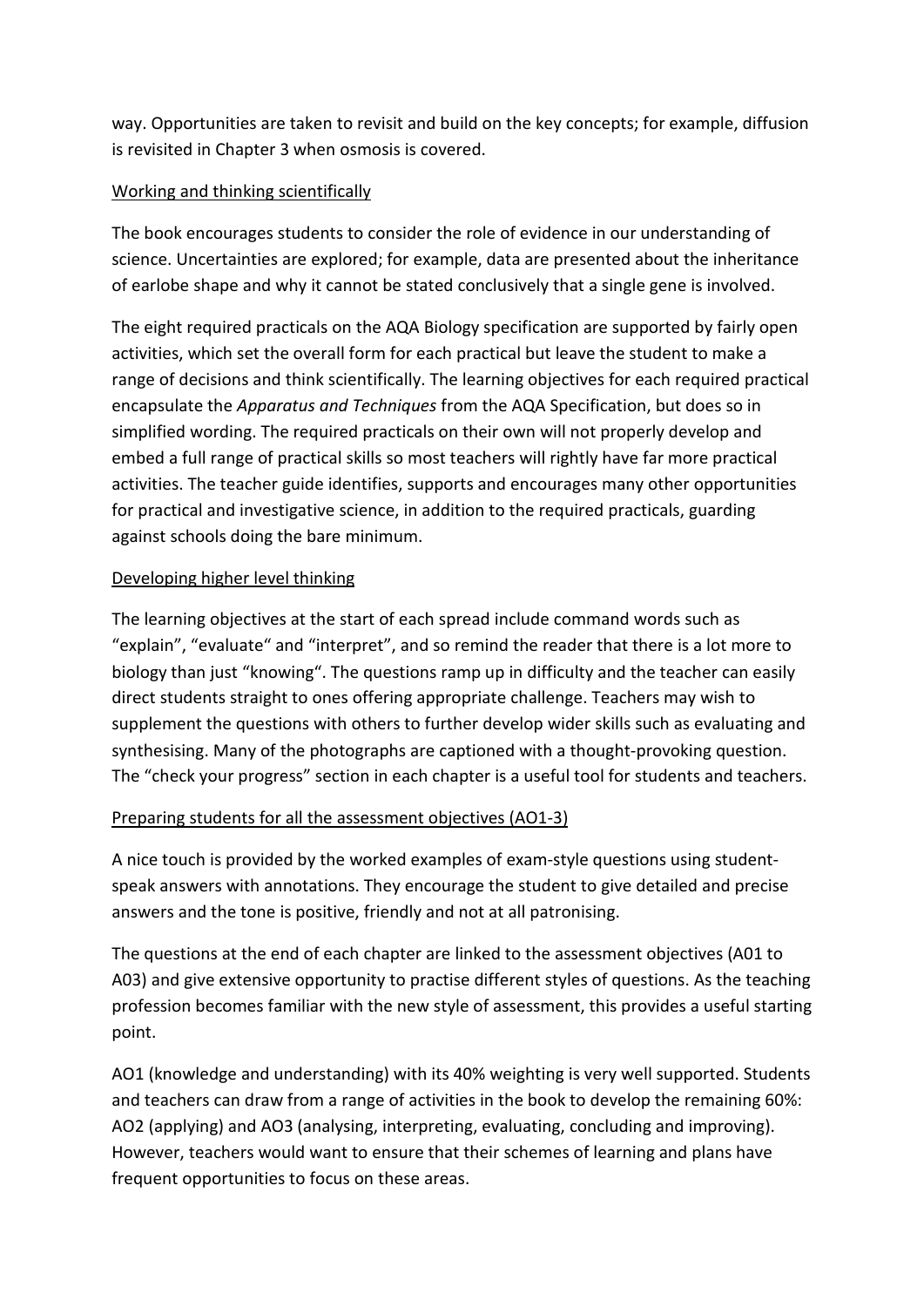way. Opportunities are taken to revisit and build on the key concepts; for example, diffusion is revisited in Chapter 3 when osmosis is covered.

## Working and thinking scientifically

The book encourages students to consider the role of evidence in our understanding of science. Uncertainties are explored; for example, data are presented about the inheritance of earlobe shape and why it cannot be stated conclusively that a single gene is involved.

The eight required practicals on the AQA Biology specification are supported by fairly open activities, which set the overall form for each practical but leave the student to make a range of decisions and think scientifically. The learning objectives for each required practical encapsulate the *Apparatus and Techniques* from the AQA Specification, but does so in simplified wording. The required practicals on their own will not properly develop and embed a full range of practical skills so most teachers will rightly have far more practical activities. The teacher guide identifies, supports and encourages many other opportunities for practical and investigative science, in addition to the required practicals, guarding against schools doing the bare minimum.

## Developing higher level thinking

The learning objectives at the start of each spread include command words such as “explain”, “evaluate“ and “interpret”, and so remind the reader that there is a lot more to biology than just “knowing“. The questions ramp up in difficulty and the teacher can easily direct students straight to ones offering appropriate challenge. Teachers may wish to supplement the questions with others to further develop wider skills such as evaluating and synthesising. Many of the photographs are captioned with a thought-provoking question. The “check your progress” section in each chapter is a useful tool for students and teachers.

## Preparing students for all the assessment objectives (AO1-3)

A nice touch is provided by the worked examples of exam-style questions using student-speak answers with annotations. They encourage the student to give detailed and precise answers and the tone is positive, friendly and not at all patronising.

The questions at the end of each chapter are linked to the assessment objectives (A01 to A03) and give extensive opportunity to practise different styles of questions. As the teaching profession becomes familiar with the new style of assessment, this provides a useful starting point.

AO1 (knowledge and understanding) with its 40% weighting is very well supported. Students and teachers can draw from a range of activities in the book to develop the remaining 60%: AO2 (applying) and AO3 (analysing, interpreting, evaluating, concluding and improving). However, teachers would want to ensure that their schemes of learning and plans have frequent opportunities to focus on these areas.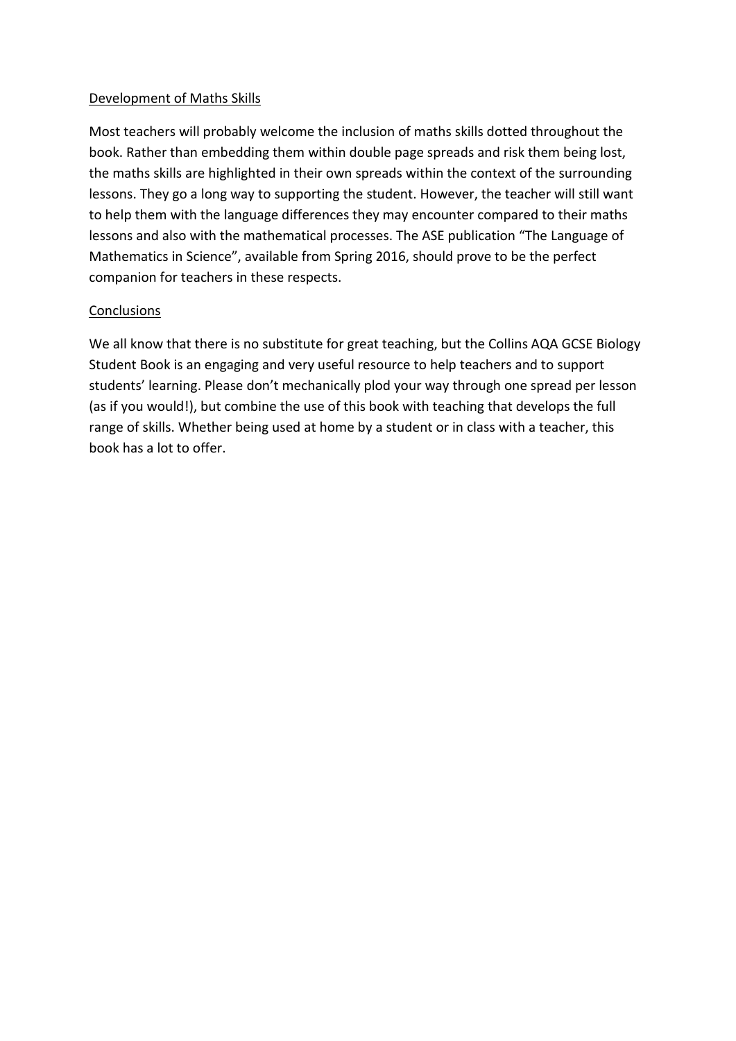## Development of Maths Skills

Most teachers will probably welcome the inclusion of maths skills dotted throughout the book. Rather than embedding them within double page spreads and risk them being lost, the maths skills are highlighted in their own spreads within the context of the surrounding lessons. They go a long way to supporting the student. However, the teacher will still want to help them with the language differences they may encounter compared to their maths lessons and also with the mathematical processes. The ASE publication "The Language of Mathematics in Science", available from Spring 2016, should prove to be the perfect companion for teachers in these respects.

## Conclusions

We all know that there is no substitute for great teaching, but the Collins AQA GCSE Biology Student Book is an engaging and very useful resource to help teachers and to support students' learning. Please don't mechanically plod your way through one spread per lesson (as if you would!), but combine the use of this book with teaching that develops the full range of skills. Whether being used at home by a student or in class with a teacher, this book has a lot to offer.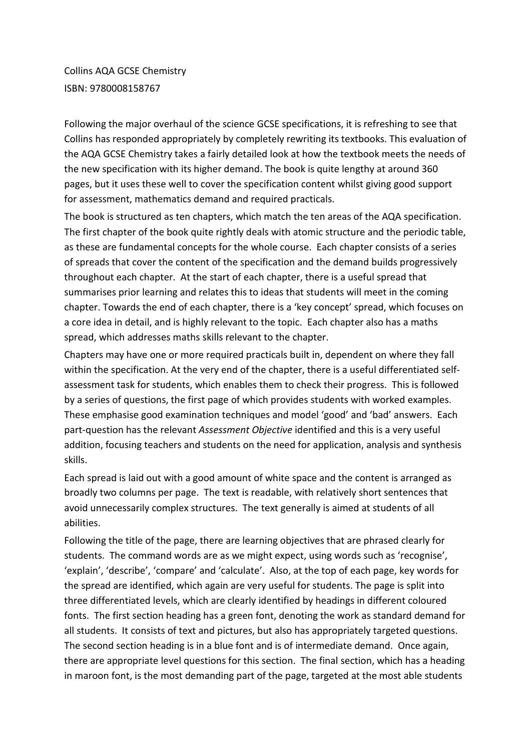Collins AQA GCSE Chemistry
ISBN: 9780008158767

Following the major overhaul of the science GCSE specifications, it is refreshing to see that Collins has responded appropriately by completely rewriting its textbooks. This evaluation of the AQA GCSE Chemistry takes a fairly detailed look at how the textbook meets the needs of the new specification with its higher demand. The book is quite lengthy at around 360 pages, but it uses these well to cover the specification content whilst giving good support for assessment, mathematics demand and required practicals.

The book is structured as ten chapters, which match the ten areas of the AQA specification. The first chapter of the book quite rightly deals with atomic structure and the periodic table, as these are fundamental concepts for the whole course. Each chapter consists of a series of spreads that cover the content of the specification and the demand builds progressively throughout each chapter. At the start of each chapter, there is a useful spread that summarises prior learning and relates this to ideas that students will meet in the coming chapter. Towards the end of each chapter, there is a 'key concept' spread, which focuses on a core idea in detail, and is highly relevant to the topic. Each chapter also has a maths spread, which addresses maths skills relevant to the chapter.

Chapters may have one or more required practicals built in, dependent on where they fall within the specification. At the very end of the chapter, there is a useful differentiated self-assessment task for students, which enables them to check their progress. This is followed by a series of questions, the first page of which provides students with worked examples. These emphasise good examination techniques and model 'good' and 'bad' answers. Each part-question has the relevant *Assessment Objective* identified and this is a very useful addition, focusing teachers and students on the need for application, analysis and synthesis skills.

Each spread is laid out with a good amount of white space and the content is arranged as broadly two columns per page. The text is readable, with relatively short sentences that avoid unnecessarily complex structures. The text generally is aimed at students of all abilities.

Following the title of the page, there are learning objectives that are phrased clearly for students. The command words are as we might expect, using words such as 'recognise', 'explain', 'describe', 'compare' and 'calculate'. Also, at the top of each page, key words for the spread are identified, which again are very useful for students. The page is split into three differentiated levels, which are clearly identified by headings in different coloured fonts. The first section heading has a green font, denoting the work as standard demand for all students. It consists of text and pictures, but also has appropriately targeted questions. The second section heading is in a blue font and is of intermediate demand. Once again, there are appropriate level questions for this section. The final section, which has a heading in maroon font, is the most demanding part of the page, targeted at the most able students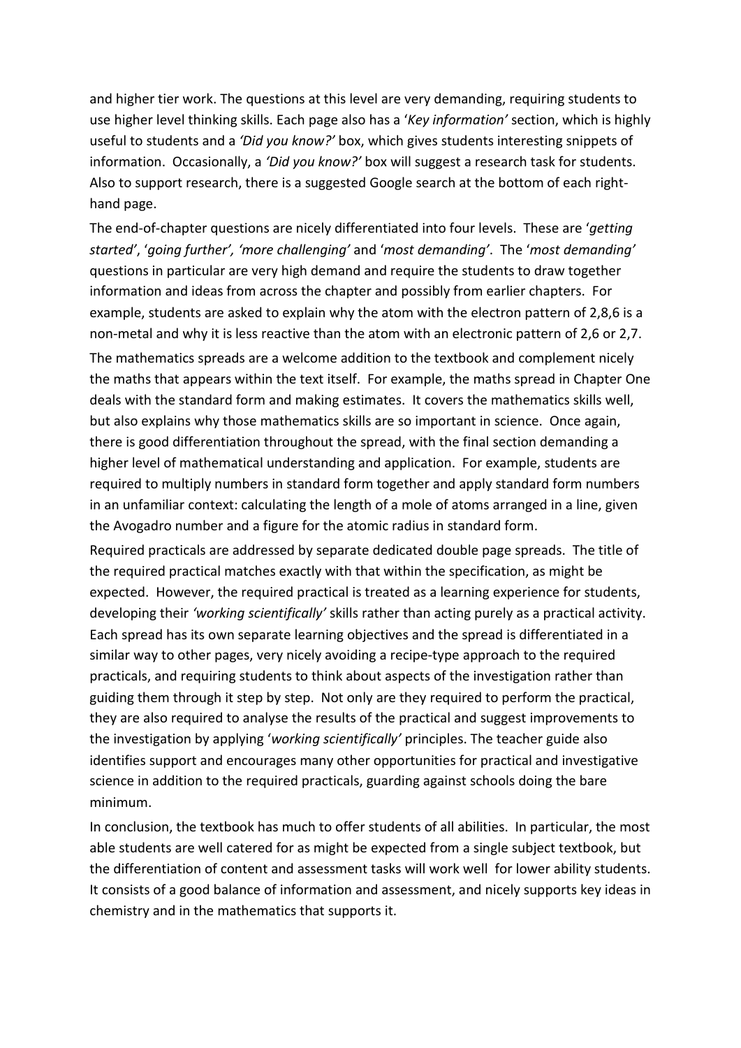and higher tier work. The questions at this level are very demanding, requiring students to use higher level thinking skills. Each page also has a '*Key information'* section, which is highly useful to students and a *'Did you know?'* box, which gives students interesting snippets of information. Occasionally, a *'Did you know?'* box will suggest a research task for students. Also to support research, there is a suggested Google search at the bottom of each right-hand page.

The end-of-chapter questions are nicely differentiated into four levels. These are '*getting started*', '*going further', 'more challenging'* and '*most demanding'*. The '*most demanding'* questions in particular are very high demand and require the students to draw together information and ideas from across the chapter and possibly from earlier chapters. For example, students are asked to explain why the atom with the electron pattern of 2,8,6 is a non-metal and why it is less reactive than the atom with an electronic pattern of 2,6 or 2,7.

The mathematics spreads are a welcome addition to the textbook and complement nicely the maths that appears within the text itself. For example, the maths spread in Chapter One deals with the standard form and making estimates. It covers the mathematics skills well, but also explains why those mathematics skills are so important in science. Once again, there is good differentiation throughout the spread, with the final section demanding a higher level of mathematical understanding and application. For example, students are required to multiply numbers in standard form together and apply standard form numbers in an unfamiliar context: calculating the length of a mole of atoms arranged in a line, given the Avogadro number and a figure for the atomic radius in standard form.

Required practicals are addressed by separate dedicated double page spreads. The title of the required practical matches exactly with that within the specification, as might be expected. However, the required practical is treated as a learning experience for students, developing their *'working scientifically'* skills rather than acting purely as a practical activity. Each spread has its own separate learning objectives and the spread is differentiated in a similar way to other pages, very nicely avoiding a recipe-type approach to the required practicals, and requiring students to think about aspects of the investigation rather than guiding them through it step by step. Not only are they required to perform the practical, they are also required to analyse the results of the practical and suggest improvements to the investigation by applying '*working scientifically'* principles. The teacher guide also identifies support and encourages many other opportunities for practical and investigative science in addition to the required practicals, guarding against schools doing the bare minimum.

In conclusion, the textbook has much to offer students of all abilities. In particular, the most able students are well catered for as might be expected from a single subject textbook, but the differentiation of content and assessment tasks will work well for lower ability students. It consists of a good balance of information and assessment, and nicely supports key ideas in chemistry and in the mathematics that supports it.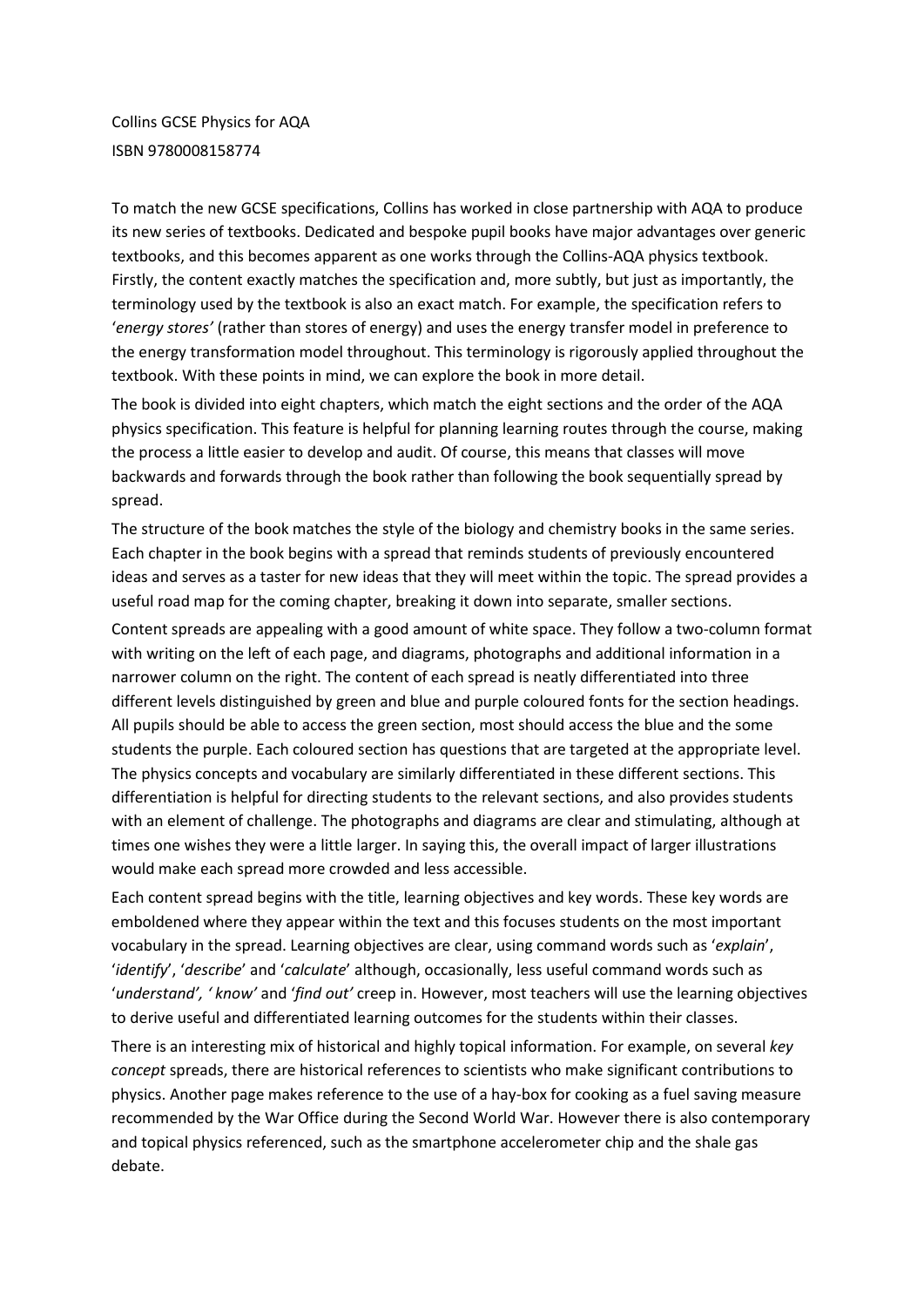Collins GCSE Physics for AQA

ISBN 9780008158774

To match the new GCSE specifications, Collins has worked in close partnership with AQA to produce its new series of textbooks. Dedicated and bespoke pupil books have major advantages over generic textbooks, and this becomes apparent as one works through the Collins-AQA physics textbook. Firstly, the content exactly matches the specification and, more subtly, but just as importantly, the terminology used by the textbook is also an exact match. For example, the specification refers to '*energy stores'* (rather than stores of energy) and uses the energy transfer model in preference to the energy transformation model throughout. This terminology is rigorously applied throughout the textbook. With these points in mind, we can explore the book in more detail.

The book is divided into eight chapters, which match the eight sections and the order of the AQA physics specification. This feature is helpful for planning learning routes through the course, making the process a little easier to develop and audit. Of course, this means that classes will move backwards and forwards through the book rather than following the book sequentially spread by spread.

The structure of the book matches the style of the biology and chemistry books in the same series. Each chapter in the book begins with a spread that reminds students of previously encountered ideas and serves as a taster for new ideas that they will meet within the topic. The spread provides a useful road map for the coming chapter, breaking it down into separate, smaller sections.

Content spreads are appealing with a good amount of white space. They follow a two-column format with writing on the left of each page, and diagrams, photographs and additional information in a narrower column on the right. The content of each spread is neatly differentiated into three different levels distinguished by green and blue and purple coloured fonts for the section headings. All pupils should be able to access the green section, most should access the blue and the some students the purple. Each coloured section has questions that are targeted at the appropriate level. The physics concepts and vocabulary are similarly differentiated in these different sections. This differentiation is helpful for directing students to the relevant sections, and also provides students with an element of challenge. The photographs and diagrams are clear and stimulating, although at times one wishes they were a little larger. In saying this, the overall impact of larger illustrations would make each spread more crowded and less accessible.

Each content spread begins with the title, learning objectives and key words. These key words are emboldened where they appear within the text and this focuses students on the most important vocabulary in the spread. Learning objectives are clear, using command words such as '*explain*', '*identify*', '*describe*' and '*calculate*' although, occasionally, less useful command words such as '*understand', ' know'* and '*find out'* creep in. However, most teachers will use the learning objectives to derive useful and differentiated learning outcomes for the students within their classes.

There is an interesting mix of historical and highly topical information. For example, on several *key concept* spreads, there are historical references to scientists who make significant contributions to physics. Another page makes reference to the use of a hay-box for cooking as a fuel saving measure recommended by the War Office during the Second World War. However there is also contemporary and topical physics referenced, such as the smartphone accelerometer chip and the shale gas debate.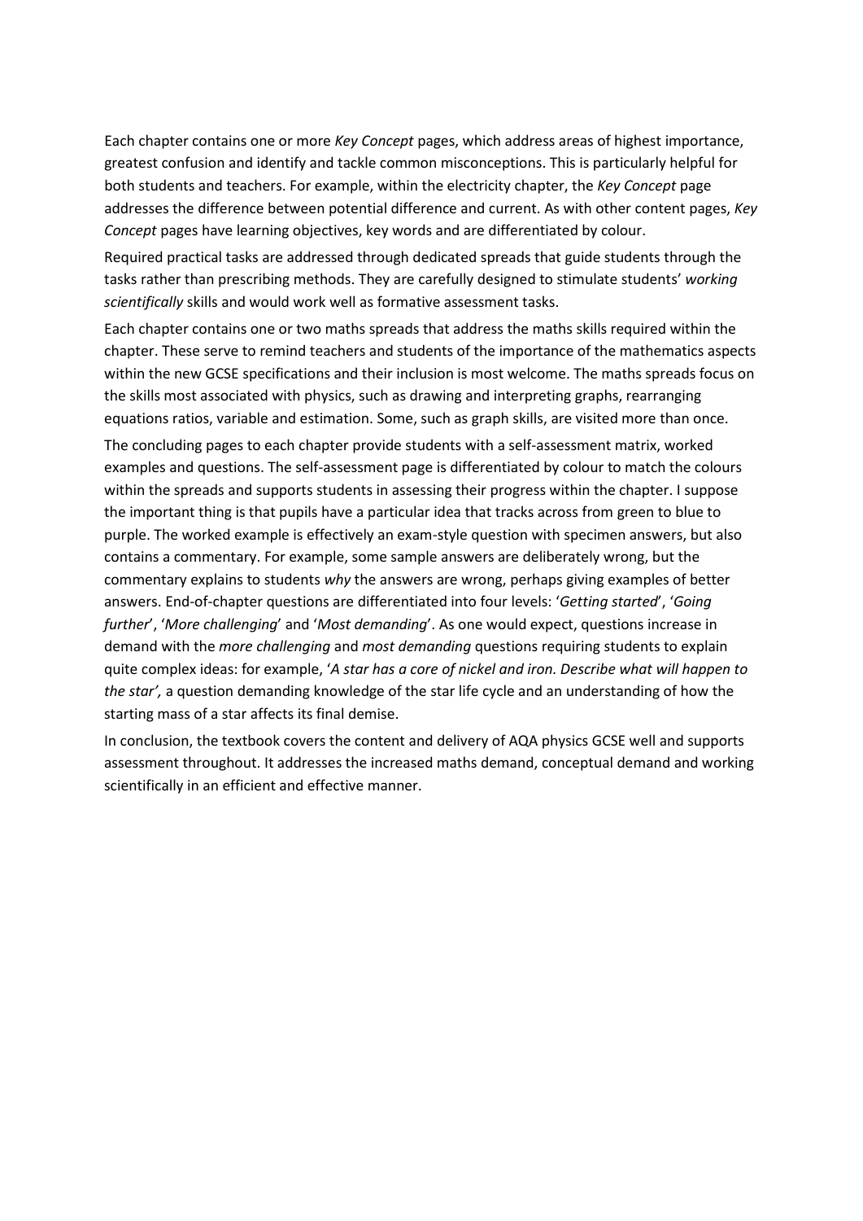Each chapter contains one or more *Key Concept* pages, which address areas of highest importance, greatest confusion and identify and tackle common misconceptions. This is particularly helpful for both students and teachers. For example, within the electricity chapter, the *Key Concept* page addresses the difference between potential difference and current. As with other content pages, *Key Concept* pages have learning objectives, key words and are differentiated by colour.

Required practical tasks are addressed through dedicated spreads that guide students through the tasks rather than prescribing methods. They are carefully designed to stimulate students' *working scientifically* skills and would work well as formative assessment tasks.

Each chapter contains one or two maths spreads that address the maths skills required within the chapter. These serve to remind teachers and students of the importance of the mathematics aspects within the new GCSE specifications and their inclusion is most welcome. The maths spreads focus on the skills most associated with physics, such as drawing and interpreting graphs, rearranging equations ratios, variable and estimation. Some, such as graph skills, are visited more than once.

The concluding pages to each chapter provide students with a self-assessment matrix, worked examples and questions. The self-assessment page is differentiated by colour to match the colours within the spreads and supports students in assessing their progress within the chapter. I suppose the important thing is that pupils have a particular idea that tracks across from green to blue to purple. The worked example is effectively an exam-style question with specimen answers, but also contains a commentary. For example, some sample answers are deliberately wrong, but the commentary explains to students *why* the answers are wrong, perhaps giving examples of better answers. End-of-chapter questions are differentiated into four levels: '*Getting started*', '*Going further*', '*More challenging*' and '*Most demanding*'. As one would expect, questions increase in demand with the *more challenging* and *most demanding* questions requiring students to explain quite complex ideas: for example, '*A star has a core of nickel and iron. Describe what will happen to the star',* a question demanding knowledge of the star life cycle and an understanding of how the starting mass of a star affects its final demise.

In conclusion, the textbook covers the content and delivery of AQA physics GCSE well and supports assessment throughout. It addresses the increased maths demand, conceptual demand and working scientifically in an efficient and effective manner.